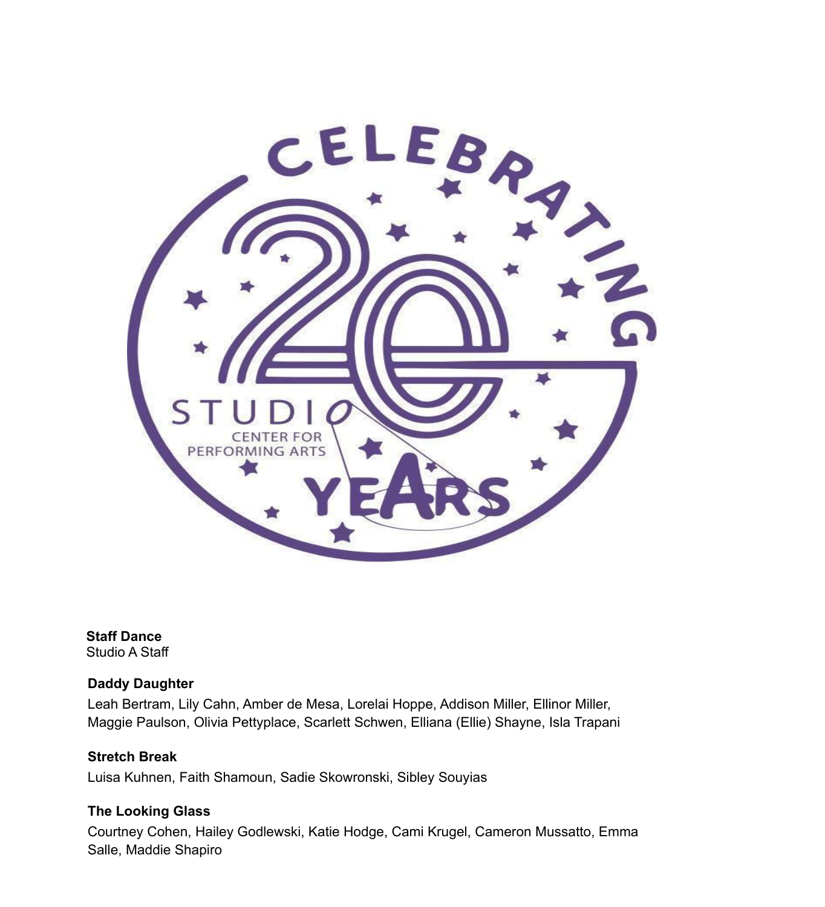**Staff Dance**
Studio A Staff

**Daddy Daughter**
Leah Bertram, Lily Cahn, Amber de Mesa, Lorelai Hoppe, Addison Miller, Ellinor Miller, Maggie Paulson, Olivia Pettyplace, Scarlett Schwen, Elliana (Ellie) Shayne, Isla Trapani

**Stretch Break**
Luisa Kuhnen, Faith Shamoun, Sadie Skowronski, Sibley Souyias

**The Looking Glass**
Courtney Cohen, Hailey Godlewski, Katie Hodge, Cami Krugel, Cameron Mussatto, Emma Salle, Maddie Shapiro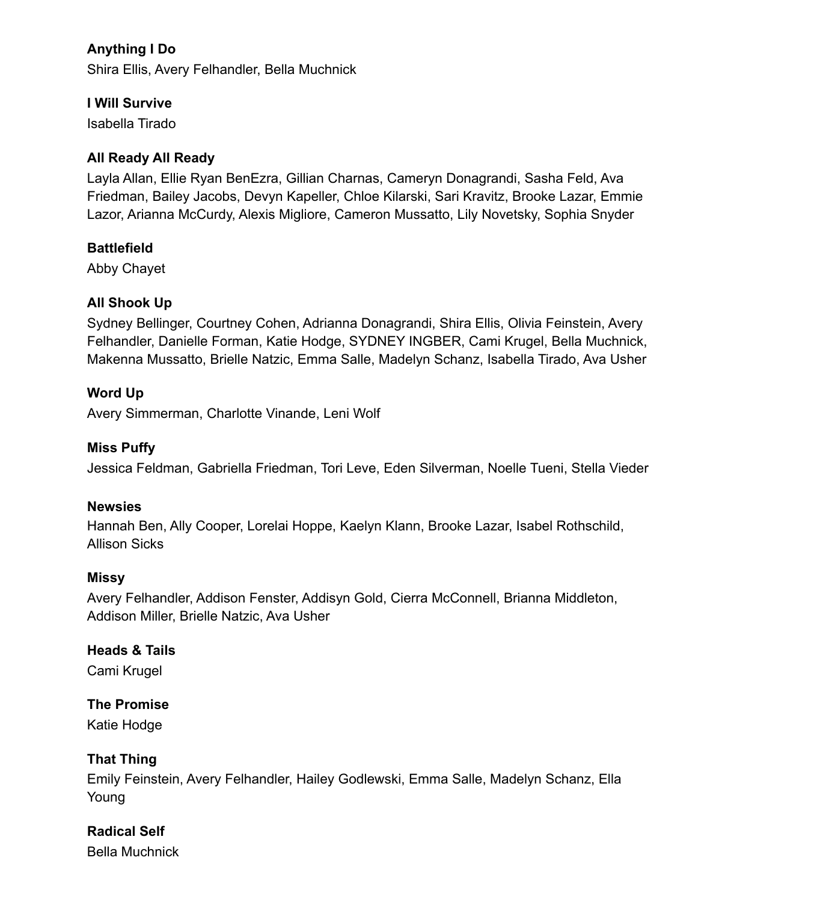**Anything I Do**
Shira Ellis, Avery Felhandler, Bella Muchnick

**I Will Survive**
Isabella Tirado

**All Ready All Ready**
Layla Allan, Ellie Ryan BenEzra, Gillian Charnas, Cameryn Donagrandi, Sasha Feld, Ava Friedman, Bailey Jacobs, Devyn Kapeller, Chloe Kilarski, Sari Kravitz, Brooke Lazar, Emmie Lazor, Arianna McCurdy, Alexis Migliore, Cameron Mussatto, Lily Novetsky, Sophia Snyder

**Battlefield**
Abby Chayet

**All Shook Up**
Sydney Bellinger, Courtney Cohen, Adrianna Donagrandi, Shira Ellis, Olivia Feinstein, Avery Felhandler, Danielle Forman, Katie Hodge, SYDNEY INGBER, Cami Krugel, Bella Muchnick, Makenna Mussatto, Brielle Natzic, Emma Salle, Madelyn Schanz, Isabella Tirado, Ava Usher

**Word Up**
Avery Simmerman, Charlotte Vinande, Leni Wolf

**Miss Puffy**
Jessica Feldman, Gabriella Friedman, Tori Leve, Eden Silverman, Noelle Tueni, Stella Vieder

**Newsies**
Hannah Ben, Ally Cooper, Lorelai Hoppe, Kaelyn Klann, Brooke Lazar, Isabel Rothschild, Allison Sicks

**Missy**
Avery Felhandler, Addison Fenster, Addisyn Gold, Cierra McConnell, Brianna Middleton, Addison Miller, Brielle Natzic, Ava Usher

**Heads & Tails**
Cami Krugel

**The Promise**
Katie Hodge

**That Thing**
Emily Feinstein, Avery Felhandler, Hailey Godlewski, Emma Salle, Madelyn Schanz, Ella Young

**Radical Self**
Bella Muchnick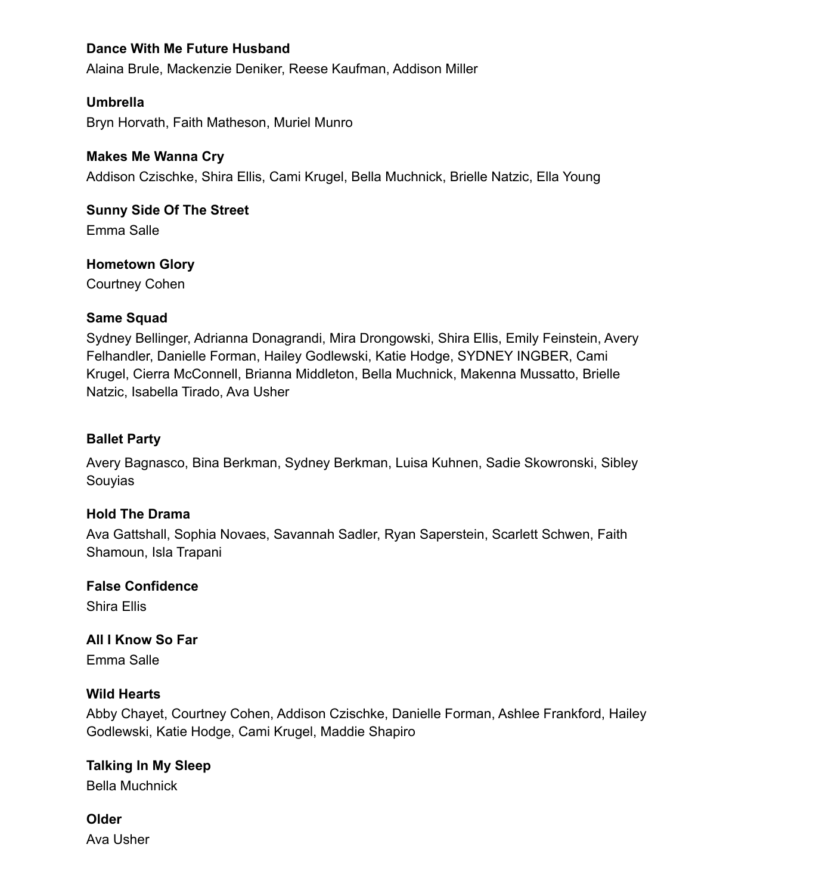**Dance With Me Future Husband**
Alaina Brule, Mackenzie Deniker, Reese Kaufman, Addison Miller

**Umbrella**
Bryn Horvath, Faith Matheson, Muriel Munro

**Makes Me Wanna Cry**
Addison Czischke, Shira Ellis, Cami Krugel, Bella Muchnick, Brielle Natzic, Ella Young

**Sunny Side Of The Street**
Emma Salle

**Hometown Glory**
Courtney Cohen

**Same Squad**
Sydney Bellinger, Adrianna Donagrandi, Mira Drongowski, Shira Ellis, Emily Feinstein, Avery Felhandler, Danielle Forman, Hailey Godlewski, Katie Hodge, SYDNEY INGBER, Cami Krugel, Cierra McConnell, Brianna Middleton, Bella Muchnick, Makenna Mussatto, Brielle Natzic, Isabella Tirado, Ava Usher

**Ballet Party**
Avery Bagnasco, Bina Berkman, Sydney Berkman, Luisa Kuhnen, Sadie Skowronski, Sibley Souyias

**Hold The Drama**
Ava Gattshall, Sophia Novaes, Savannah Sadler, Ryan Saperstein, Scarlett Schwen, Faith Shamoun, Isla Trapani

**False Confidence**
Shira Ellis

**All I Know So Far**
Emma Salle

**Wild Hearts**
Abby Chayet, Courtney Cohen, Addison Czischke, Danielle Forman, Ashlee Frankford, Hailey Godlewski, Katie Hodge, Cami Krugel, Maddie Shapiro

**Talking In My Sleep**
Bella Muchnick

**Older**
Ava Usher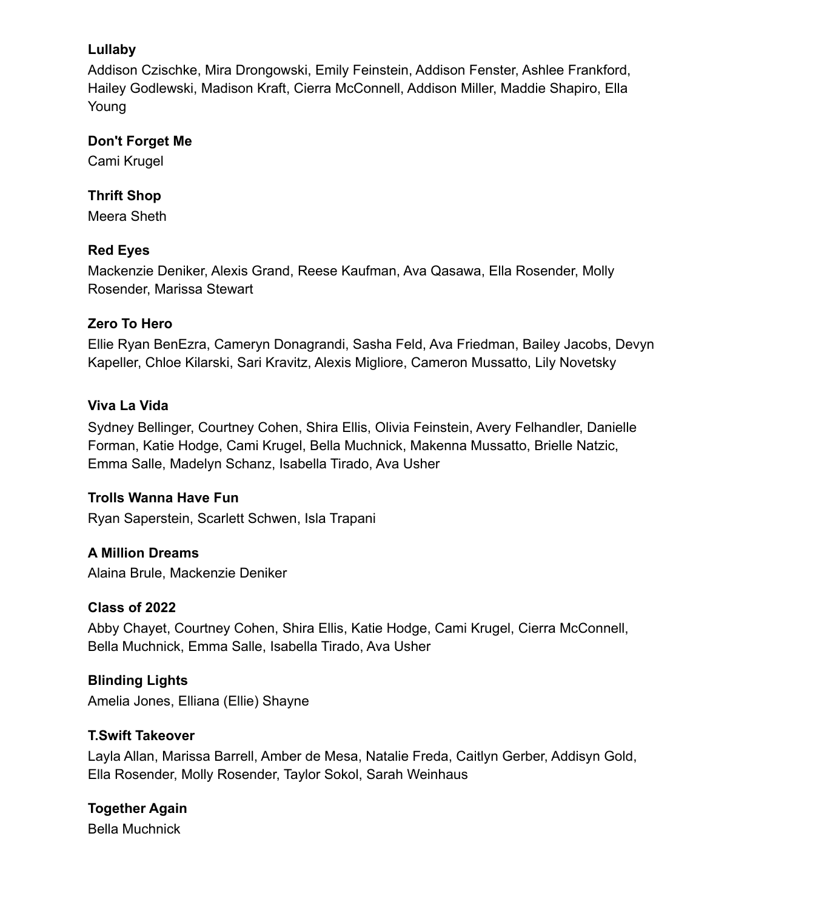**Lullaby**

Addison Czischke, Mira Drongowski, Emily Feinstein, Addison Fenster, Ashlee Frankford, Hailey Godlewski, Madison Kraft, Cierra McConnell, Addison Miller, Maddie Shapiro, Ella Young

**Don't Forget Me**

Cami Krugel

**Thrift Shop**

Meera Sheth

**Red Eyes**

Mackenzie Deniker, Alexis Grand, Reese Kaufman, Ava Qasawa, Ella Rosender, Molly Rosender, Marissa Stewart

**Zero To Hero**

Ellie Ryan BenEzra, Cameryn Donagrandi, Sasha Feld, Ava Friedman, Bailey Jacobs, Devyn Kapeller, Chloe Kilarski, Sari Kravitz, Alexis Migliore, Cameron Mussatto, Lily Novetsky

**Viva La Vida**

Sydney Bellinger, Courtney Cohen, Shira Ellis, Olivia Feinstein, Avery Felhandler, Danielle Forman, Katie Hodge, Cami Krugel, Bella Muchnick, Makenna Mussatto, Brielle Natzic, Emma Salle, Madelyn Schanz, Isabella Tirado, Ava Usher

**Trolls Wanna Have Fun**

Ryan Saperstein, Scarlett Schwen, Isla Trapani

**A Million Dreams**

Alaina Brule, Mackenzie Deniker

**Class of 2022**

Abby Chayet, Courtney Cohen, Shira Ellis, Katie Hodge, Cami Krugel, Cierra McConnell, Bella Muchnick, Emma Salle, Isabella Tirado, Ava Usher

**Blinding Lights**

Amelia Jones, Elliana (Ellie) Shayne

**T.Swift Takeover**

Layla Allan, Marissa Barrell, Amber de Mesa, Natalie Freda, Caitlyn Gerber, Addisyn Gold, Ella Rosender, Molly Rosender, Taylor Sokol, Sarah Weinhaus

**Together Again**

Bella Muchnick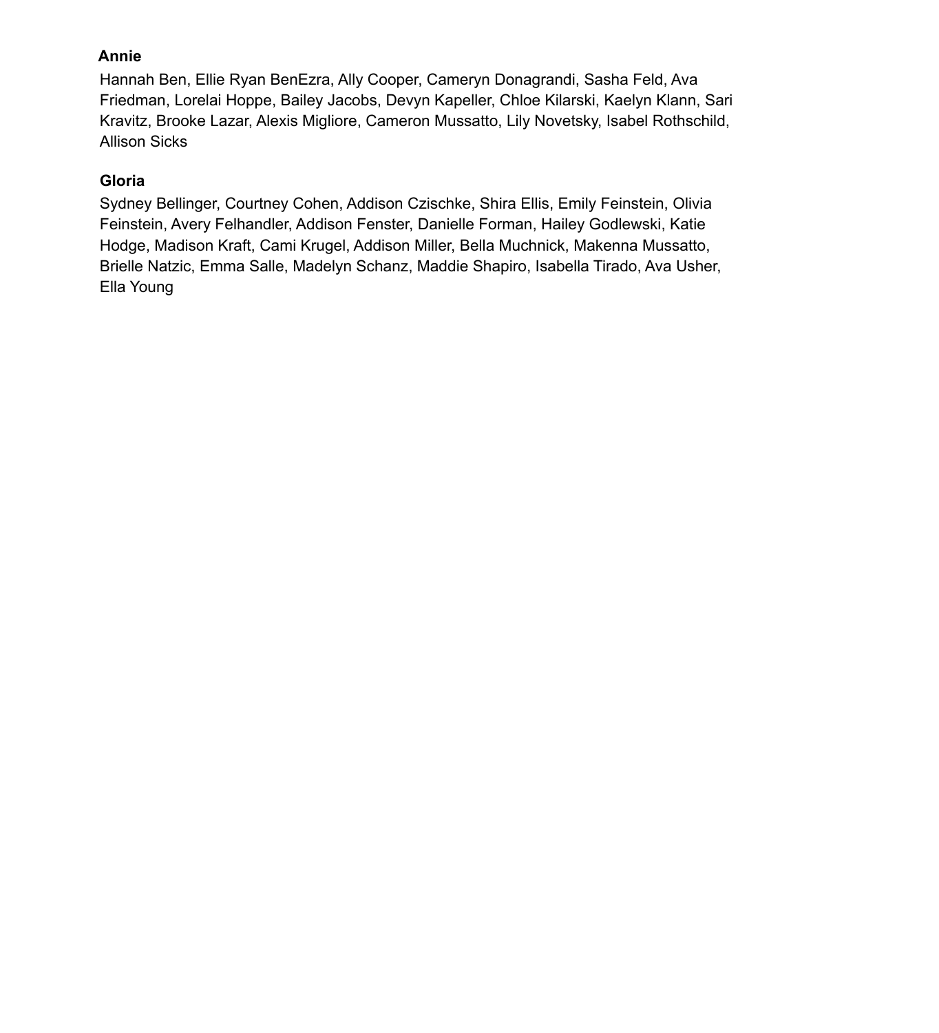**Annie**

Hannah Ben, Ellie Ryan BenEzra, Ally Cooper, Cameryn Donagrandi, Sasha Feld, Ava Friedman, Lorelai Hoppe, Bailey Jacobs, Devyn Kapeller, Chloe Kilarski, Kaelyn Klann, Sari Kravitz, Brooke Lazar, Alexis Migliore, Cameron Mussatto, Lily Novetsky, Isabel Rothschild, Allison Sicks

**Gloria**

Sydney Bellinger, Courtney Cohen, Addison Czischke, Shira Ellis, Emily Feinstein, Olivia Feinstein, Avery Felhandler, Addison Fenster, Danielle Forman, Hailey Godlewski, Katie Hodge, Madison Kraft, Cami Krugel, Addison Miller, Bella Muchnick, Makenna Mussatto, Brielle Natzic, Emma Salle, Madelyn Schanz, Maddie Shapiro, Isabella Tirado, Ava Usher, Ella Young